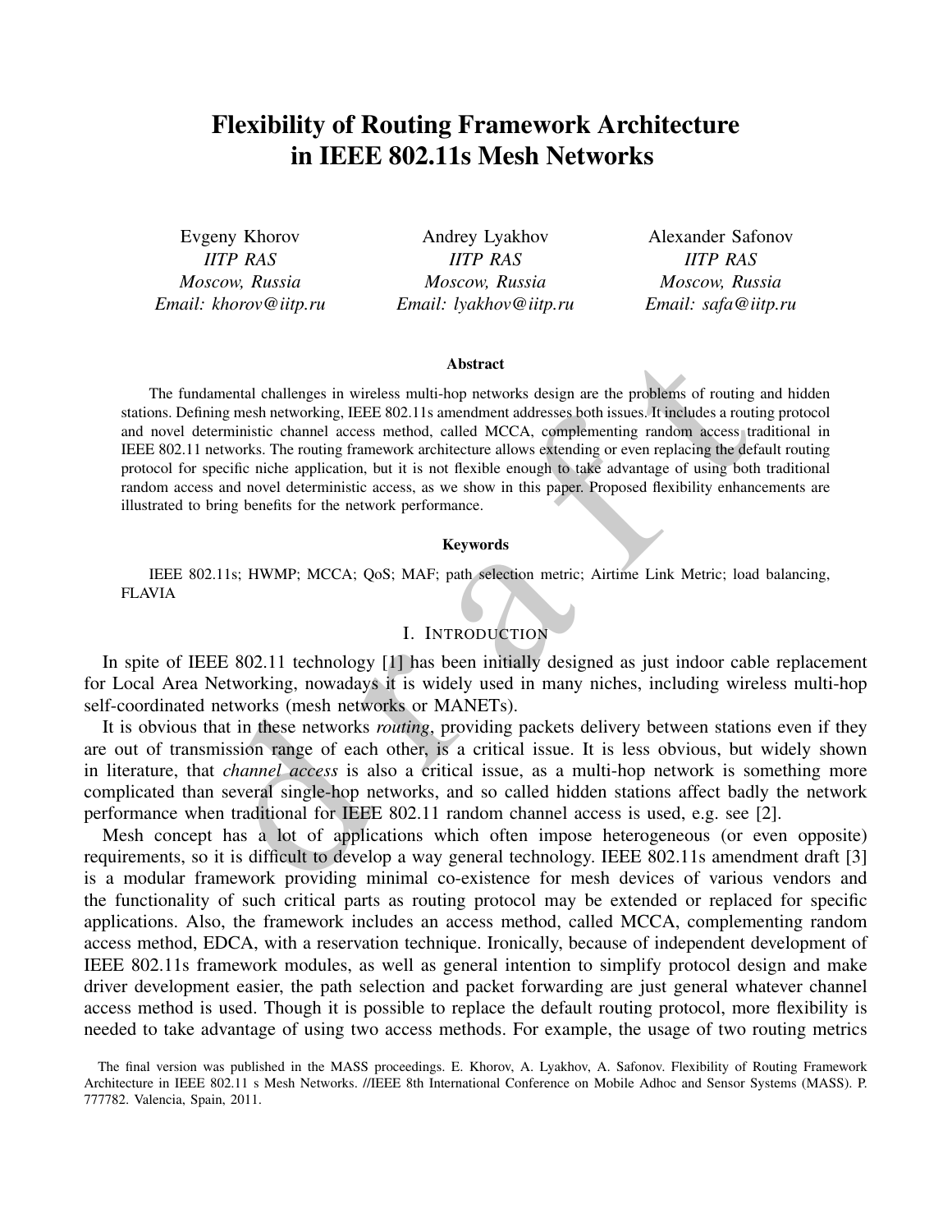# Flexibility of Routing Framework Architecture in IEEE 802.11s Mesh Networks

Evgeny Khorov
*IITP RAS*
*Moscow, Russia*
*Email: khorov@iitp.ru*

Andrey Lyakhov
*IITP RAS*
*Moscow, Russia*
*Email: lyakhov@iitp.ru*

Alexander Safonov
*IITP RAS*
*Moscow, Russia*
*Email: safa@iitp.ru*

**Abstract**

The fundamental challenges in wireless multi-hop networks design are the problems of routing and hidden stations. Defining mesh networking, IEEE 802.11s amendment addresses both issues. It includes a routing protocol and novel deterministic channel access method, called MCCA, complementing random access traditional in IEEE 802.11 networks. The routing framework architecture allows extending or even replacing the default routing protocol for specific niche application, but it is not flexible enough to take advantage of using both traditional random access and novel deterministic access, as we show in this paper. Proposed flexibility enhancements are illustrated to bring benefits for the network performance.

**Keywords**

IEEE 802.11s; HWMP; MCCA; QoS; MAF; path selection metric; Airtime Link Metric; load balancing, FLAVIA

## I. Introduction

In spite of IEEE 802.11 technology [1] has been initially designed as just indoor cable replacement for Local Area Networking, nowadays it is widely used in many niches, including wireless multi-hop self-coordinated networks (mesh networks or MANETs).

It is obvious that in these networks *routing*, providing packets delivery between stations even if they are out of transmission range of each other, is a critical issue. It is less obvious, but widely shown in literature, that *channel access* is also a critical issue, as a multi-hop network is something more complicated than several single-hop networks, and so called hidden stations affect badly the network performance when traditional for IEEE 802.11 random channel access is used, e.g. see [2].

Mesh concept has a lot of applications which often impose heterogeneous (or even opposite) requirements, so it is difficult to develop a way general technology. IEEE 802.11s amendment draft [3] is a modular framework providing minimal co-existence for mesh devices of various vendors and the functionality of such critical parts as routing protocol may be extended or replaced for specific applications. Also, the framework includes an access method, called MCCA, complementing random access method, EDCA, with a reservation technique. Ironically, because of independent development of IEEE 802.11s framework modules, as well as general intention to simplify protocol design and make driver development easier, the path selection and packet forwarding are just general whatever channel access method is used. Though it is possible to replace the default routing protocol, more flexibility is needed to take advantage of using two access methods. For example, the usage of two routing metrics

The final version was published in the MASS proceedings. E. Khorov, A. Lyakhov, A. Safonov. Flexibility of Routing Framework Architecture in IEEE 802.11 s Mesh Networks. //IEEE 8th International Conference on Mobile Adhoc and Sensor Systems (MASS). P. 777782. Valencia, Spain, 2011.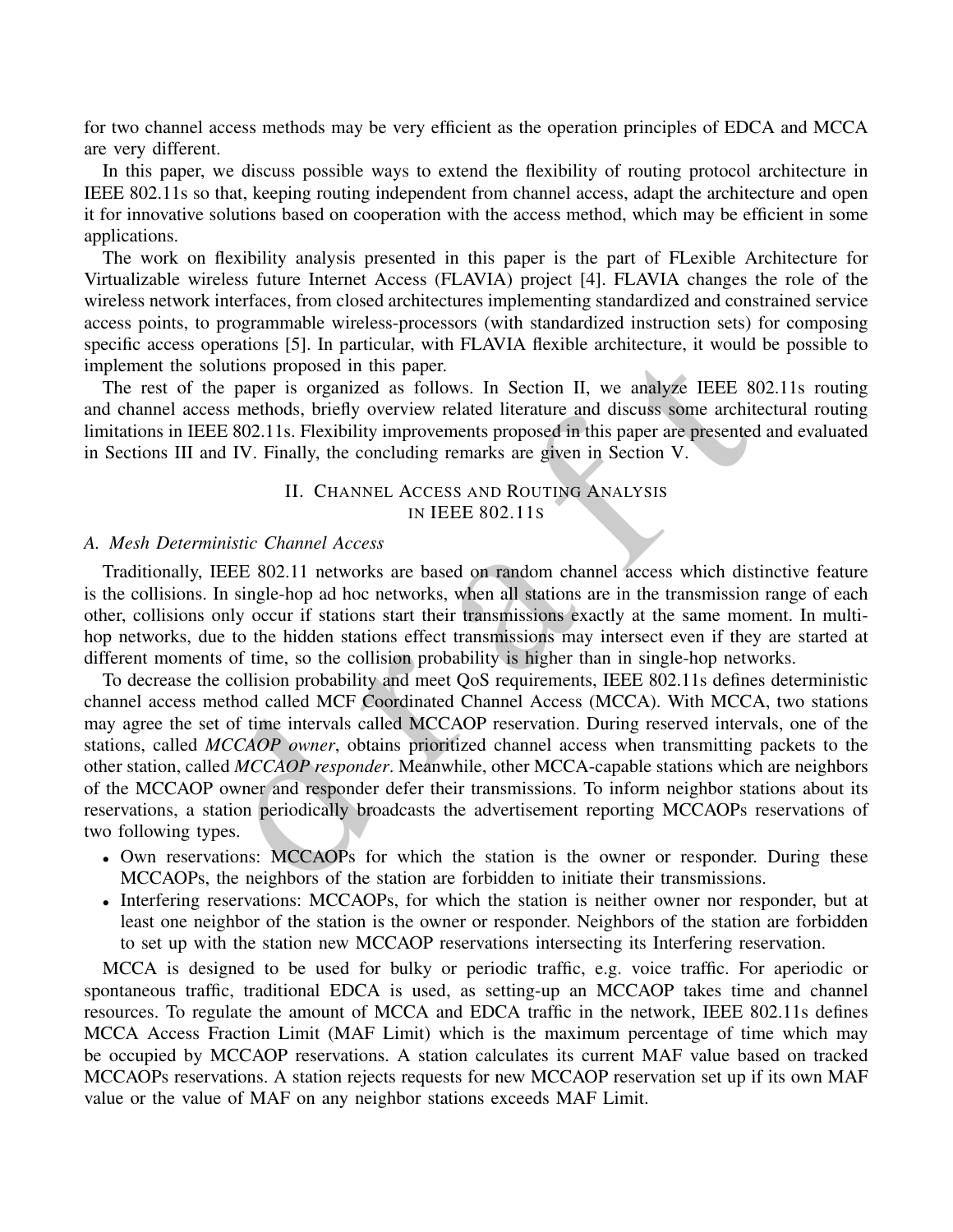for two channel access methods may be very efficient as the operation principles of EDCA and MCCA are very different.

In this paper, we discuss possible ways to extend the flexibility of routing protocol architecture in IEEE 802.11s so that, keeping routing independent from channel access, adapt the architecture and open it for innovative solutions based on cooperation with the access method, which may be efficient in some applications.

The work on flexibility analysis presented in this paper is the part of FLexible Architecture for Virtualizable wireless future Internet Access (FLAVIA) project [4]. FLAVIA changes the role of the wireless network interfaces, from closed architectures implementing standardized and constrained service access points, to programmable wireless-processors (with standardized instruction sets) for composing specific access operations [5]. In particular, with FLAVIA flexible architecture, it would be possible to implement the solutions proposed in this paper.

The rest of the paper is organized as follows. In Section II, we analyze IEEE 802.11s routing and channel access methods, briefly overview related literature and discuss some architectural routing limitations in IEEE 802.11s. Flexibility improvements proposed in this paper are presented and evaluated in Sections III and IV. Finally, the concluding remarks are given in Section V.

## II. Channel Access and Routing Analysis in IEEE 802.11s

### A. Mesh Deterministic Channel Access

Traditionally, IEEE 802.11 networks are based on random channel access which distinctive feature is the collisions. In single-hop ad hoc networks, when all stations are in the transmission range of each other, collisions only occur if stations start their transmissions exactly at the same moment. In multi-hop networks, due to the hidden stations effect transmissions may intersect even if they are started at different moments of time, so the collision probability is higher than in single-hop networks.

To decrease the collision probability and meet QoS requirements, IEEE 802.11s defines deterministic channel access method called MCF Coordinated Channel Access (MCCA). With MCCA, two stations may agree the set of time intervals called MCCAOP reservation. During reserved intervals, one of the stations, called *MCCAOP owner*, obtains prioritized channel access when transmitting packets to the other station, called *MCCAOP responder*. Meanwhile, other MCCA-capable stations which are neighbors of the MCCAOP owner and responder defer their transmissions. To inform neighbor stations about its reservations, a station periodically broadcasts the advertisement reporting MCCAOPs reservations of two following types.

- Own reservations: MCCAOPs for which the station is the owner or responder. During these MCCAOPs, the neighbors of the station are forbidden to initiate their transmissions.
- Interfering reservations: MCCAOPs, for which the station is neither owner nor responder, but at least one neighbor of the station is the owner or responder. Neighbors of the station are forbidden to set up with the station new MCCAOP reservations intersecting its Interfering reservation.

MCCA is designed to be used for bulky or periodic traffic, e.g. voice traffic. For aperiodic or spontaneous traffic, traditional EDCA is used, as setting-up an MCCAOP takes time and channel resources. To regulate the amount of MCCA and EDCA traffic in the network, IEEE 802.11s defines MCCA Access Fraction Limit (MAF Limit) which is the maximum percentage of time which may be occupied by MCCAOP reservations. A station calculates its current MAF value based on tracked MCCAOPs reservations. A station rejects requests for new MCCAOP reservation set up if its own MAF value or the value of MAF on any neighbor stations exceeds MAF Limit.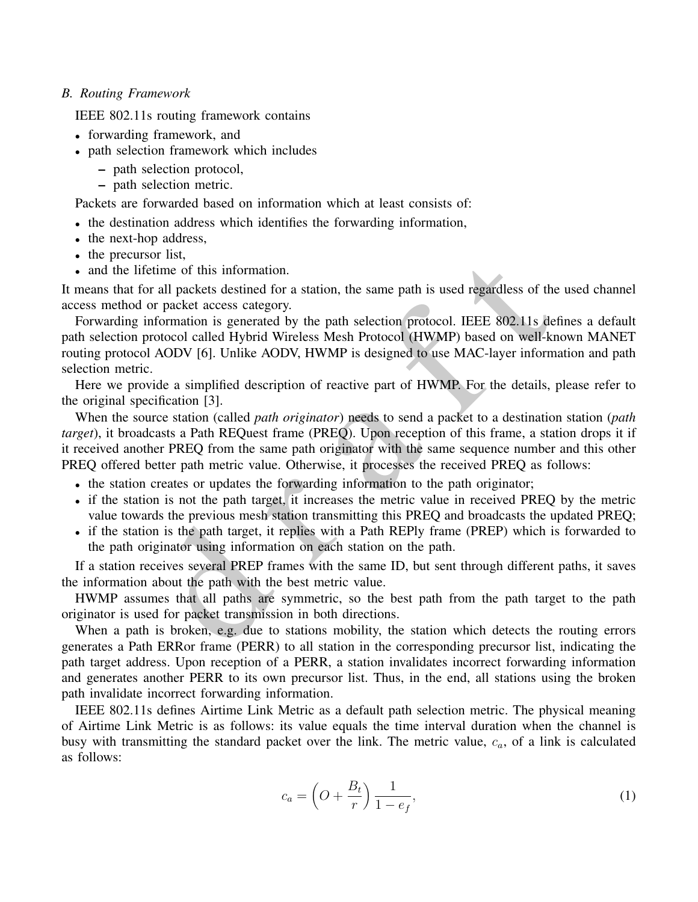### B. Routing Framework

IEEE 802.11s routing framework contains

- forwarding framework, and
- path selection framework which includes
  - path selection protocol,
  - path selection metric.

Packets are forwarded based on information which at least consists of:

- the destination address which identifies the forwarding information,
- the next-hop address,
- the precursor list,
- and the lifetime of this information.

It means that for all packets destined for a station, the same path is used regardless of the used channel access method or packet access category.

Forwarding information is generated by the path selection protocol. IEEE 802.11s defines a default path selection protocol called Hybrid Wireless Mesh Protocol (HWMP) based on well-known MANET routing protocol AODV [6]. Unlike AODV, HWMP is designed to use MAC-layer information and path selection metric.

Here we provide a simplified description of reactive part of HWMP. For the details, please refer to the original specification [3].

When the source station (called *path originator*) needs to send a packet to a destination station (*path target*), it broadcasts a Path REQuest frame (PREQ). Upon reception of this frame, a station drops it if it received another PREQ from the same path originator with the same sequence number and this other PREQ offered better path metric value. Otherwise, it processes the received PREQ as follows:

- the station creates or updates the forwarding information to the path originator;
- if the station is not the path target, it increases the metric value in received PREQ by the metric value towards the previous mesh station transmitting this PREQ and broadcasts the updated PREQ;
- if the station is the path target, it replies with a Path REPly frame (PREP) which is forwarded to the path originator using information on each station on the path.

If a station receives several PREP frames with the same ID, but sent through different paths, it saves the information about the path with the best metric value.

HWMP assumes that all paths are symmetric, so the best path from the path target to the path originator is used for packet transmission in both directions.

When a path is broken, e.g. due to stations mobility, the station which detects the routing errors generates a Path ERRor frame (PERR) to all station in the corresponding precursor list, indicating the path target address. Upon reception of a PERR, a station invalidates incorrect forwarding information and generates another PERR to its own precursor list. Thus, in the end, all stations using the broken path invalidate incorrect forwarding information.

IEEE 802.11s defines Airtime Link Metric as a default path selection metric. The physical meaning of Airtime Link Metric is as follows: its value equals the time interval duration when the channel is busy with transmitting the standard packet over the link. The metric value, $c_a$, of a link is calculated as follows:

$$c_a = \left( O + \frac{B_t}{r} \right) \frac{1}{1 - e_f}, \tag{1}$$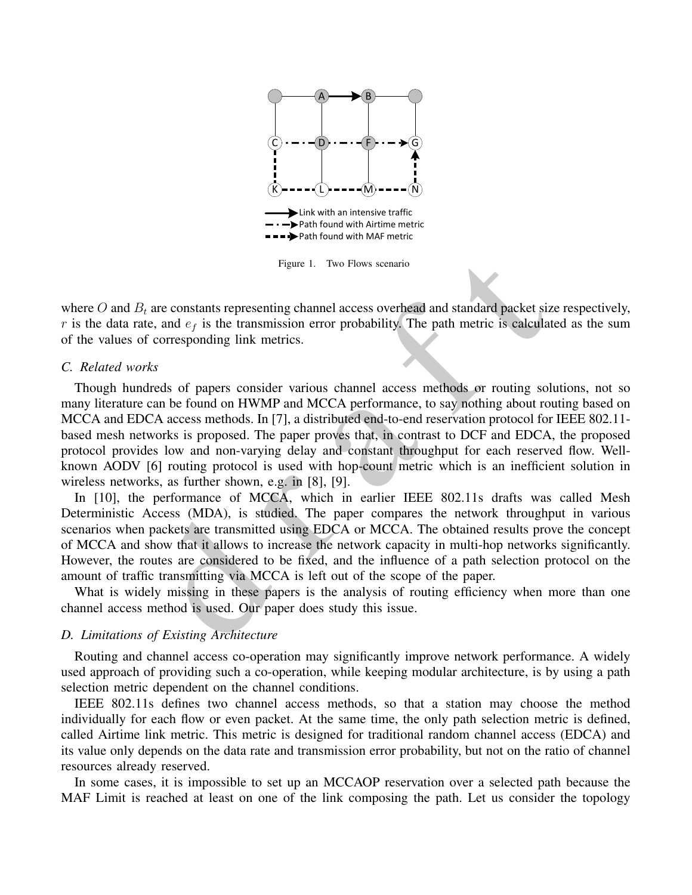Figure 1. Two Flows scenario

where $O$ and $B_t$ are constants representing channel access overhead and standard packet size respectively, $r$ is the data rate, and $e_f$ is the transmission error probability. The path metric is calculated as the sum of the values of corresponding link metrics.

### C. Related works

Though hundreds of papers consider various channel access methods or routing solutions, not so many literature can be found on HWMP and MCCA performance, to say nothing about routing based on MCCA and EDCA access methods. In [7], a distributed end-to-end reservation protocol for IEEE 802.11-based mesh networks is proposed. The paper proves that, in contrast to DCF and EDCA, the proposed protocol provides low and non-varying delay and constant throughput for each reserved flow. Well-known AODV [6] routing protocol is used with hop-count metric which is an inefficient solution in wireless networks, as further shown, e.g. in [8], [9].

In [10], the performance of MCCA, which in earlier IEEE 802.11s drafts was called Mesh Deterministic Access (MDA), is studied. The paper compares the network throughput in various scenarios when packets are transmitted using EDCA or MCCA. The obtained results prove the concept of MCCA and show that it allows to increase the network capacity in multi-hop networks significantly. However, the routes are considered to be fixed, and the influence of a path selection protocol on the amount of traffic transmitting via MCCA is left out of the scope of the paper.

What is widely missing in these papers is the analysis of routing efficiency when more than one channel access method is used. Our paper does study this issue.

### D. Limitations of Existing Architecture

Routing and channel access co-operation may significantly improve network performance. A widely used approach of providing such a co-operation, while keeping modular architecture, is by using a path selection metric dependent on the channel conditions.

IEEE 802.11s defines two channel access methods, so that a station may choose the method individually for each flow or even packet. At the same time, the only path selection metric is defined, called Airtime link metric. This metric is designed for traditional random channel access (EDCA) and its value only depends on the data rate and transmission error probability, but not on the ratio of channel resources already reserved.

In some cases, it is impossible to set up an MCCAOP reservation over a selected path because the MAF Limit is reached at least on one of the link composing the path. Let us consider the topology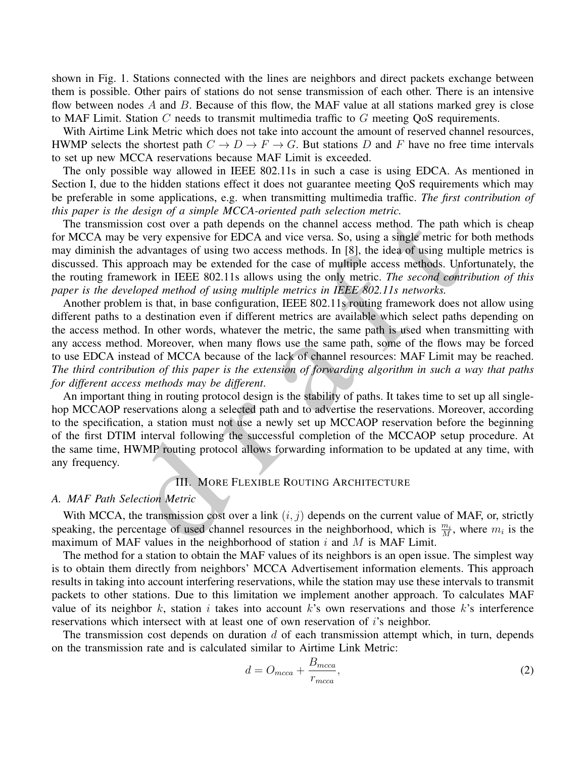shown in Fig. 1. Stations connected with the lines are neighbors and direct packets exchange between them is possible. Other pairs of stations do not sense transmission of each other. There is an intensive flow between nodes $A$ and $B$. Because of this flow, the MAF value at all stations marked grey is close to MAF Limit. Station $C$ needs to transmit multimedia traffic to $G$ meeting QoS requirements.

With Airtime Link Metric which does not take into account the amount of reserved channel resources, HWMP selects the shortest path $C \rightarrow D \rightarrow F \rightarrow G$. But stations $D$ and $F$ have no free time intervals to set up new MCCA reservations because MAF Limit is exceeded.

The only possible way allowed in IEEE 802.11s in such a case is using EDCA. As mentioned in Section I, due to the hidden stations effect it does not guarantee meeting QoS requirements which may be preferable in some applications, e.g. when transmitting multimedia traffic. *The first contribution of this paper is the design of a simple MCCA-oriented path selection metric.*

The transmission cost over a path depends on the channel access method. The path which is cheap for MCCA may be very expensive for EDCA and vice versa. So, using a single metric for both methods may diminish the advantages of using two access methods. In [8], the idea of using multiple metrics is discussed. This approach may be extended for the case of multiple access methods. Unfortunately, the the routing framework in IEEE 802.11s allows using the only metric. *The second contribution of this paper is the developed method of using multiple metrics in IEEE 802.11s networks.*

Another problem is that, in base configuration, IEEE 802.11s routing framework does not allow using different paths to a destination even if different metrics are available which select paths depending on the access method. In other words, whatever the metric, the same path is used when transmitting with any access method. Moreover, when many flows use the same path, some of the flows may be forced to use EDCA instead of MCCA because of the lack of channel resources: MAF Limit may be reached. *The third contribution of this paper is the extension of forwarding algorithm in such a way that paths for different access methods may be different.*

An important thing in routing protocol design is the stability of paths. It takes time to set up all single-hop MCCAOP reservations along a selected path and to advertise the reservations. Moreover, according to the specification, a station must not use a newly set up MCCAOP reservation before the beginning of the first DTIM interval following the successful completion of the MCCAOP setup procedure. At the same time, HWMP routing protocol allows forwarding information to be updated at any time, with any frequency.

## III. More Flexible Routing Architecture

### A. MAF Path Selection Metric

With MCCA, the transmission cost over a link $(i, j)$ depends on the current value of MAF, or, strictly speaking, the percentage of used channel resources in the neighborhood, which is $\frac{m_i}{M}$, where $m_i$ is the maximum of MAF values in the neighborhood of station $i$ and $M$ is MAF Limit.

The method for a station to obtain the MAF values of its neighbors is an open issue. The simplest way is to obtain them directly from neighbors' MCCA Advertisement information elements. This approach results in taking into account interfering reservations, while the station may use these intervals to transmit packets to other stations. Due to this limitation we implement another approach. To calculates MAF value of its neighbor $k$, station $i$ takes into account $k$'s own reservations and those $k$'s interference reservations which intersect with at least one of own reservation of $i$'s neighbor.

The transmission cost depends on duration $d$ of each transmission attempt which, in turn, depends on the transmission rate and is calculated similar to Airtime Link Metric:

$$d = O_{mcca} + \frac{B_{mcca}}{r_{mcca}}, \tag{2}$$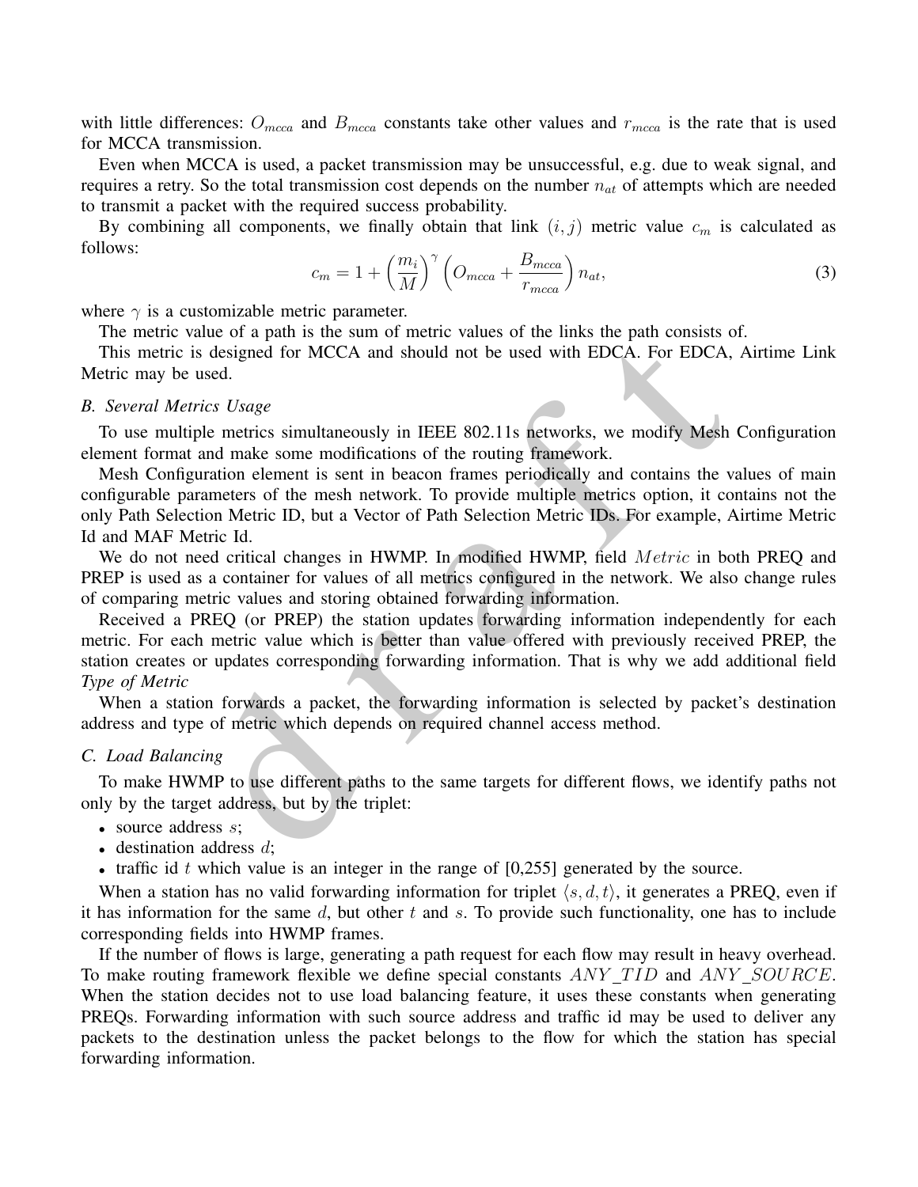with little differences: $O_{mcca}$ and $B_{mcca}$ constants take other values and $r_{mcca}$ is the rate that is used for MCCA transmission.

Even when MCCA is used, a packet transmission may be unsuccessful, e.g. due to weak signal, and requires a retry. So the total transmission cost depends on the number $n_{at}$ of attempts which are needed to transmit a packet with the required success probability.

By combining all components, we finally obtain that link $(i, j)$ metric value $c_m$ is calculated as follows:

$$c_m = 1 + \left(\frac{m_i}{M}\right)^{\gamma} \left(O_{mcca} + \frac{B_{mcca}}{r_{mcca}}\right) n_{at}, \tag{3}$$

where $\gamma$ is a customizable metric parameter.

The metric value of a path is the sum of metric values of the links the path consists of.

This metric is designed for MCCA and should not be used with EDCA. For EDCA, Airtime Link Metric may be used.

### *B. Several Metrics Usage*

To use multiple metrics simultaneously in IEEE 802.11s networks, we modify Mesh Configuration element format and make some modifications of the routing framework.

Mesh Configuration element is sent in beacon frames periodically and contains the values of main configurable parameters of the mesh network. To provide multiple metrics option, it contains not the only Path Selection Metric ID, but a Vector of Path Selection Metric IDs. For example, Airtime Metric Id and MAF Metric Id.

We do not need critical changes in HWMP. In modified HWMP, field $Metric$ in both PREQ and PREP is used as a container for values of all metrics configured in the network. We also change rules of comparing metric values and storing obtained forwarding information.

Received a PREQ (or PREP) the station updates forwarding information independently for each metric. For each metric value which is better than value offered with previously received PREP, the station creates or updates corresponding forwarding information. That is why we add additional field *Type of Metric*

When a station forwards a packet, the forwarding information is selected by packet's destination address and type of metric which depends on required channel access method.

### *C. Load Balancing*

To make HWMP to use different paths to the same targets for different flows, we identify paths not only by the target address, but by the triplet:

- source address $s$;
- destination address $d$;
- traffic id $t$ which value is an integer in the range of [0,255] generated by the source.

When a station has no valid forwarding information for triplet $\langle s, d, t \rangle$, it generates a PREQ, even if it has information for the same $d$, but other $t$ and $s$. To provide such functionality, one has to include corresponding fields into HWMP frames.

If the number of flows is large, generating a path request for each flow may result in heavy overhead. To make routing framework flexible we define special constants $ANY\_TID$ and $ANY\_SOURCE$. When the station decides not to use load balancing feature, it uses these constants when generating PREQs. Forwarding information with such source address and traffic id may be used to deliver any packets to the destination unless the packet belongs to the flow for which the station has special forwarding information.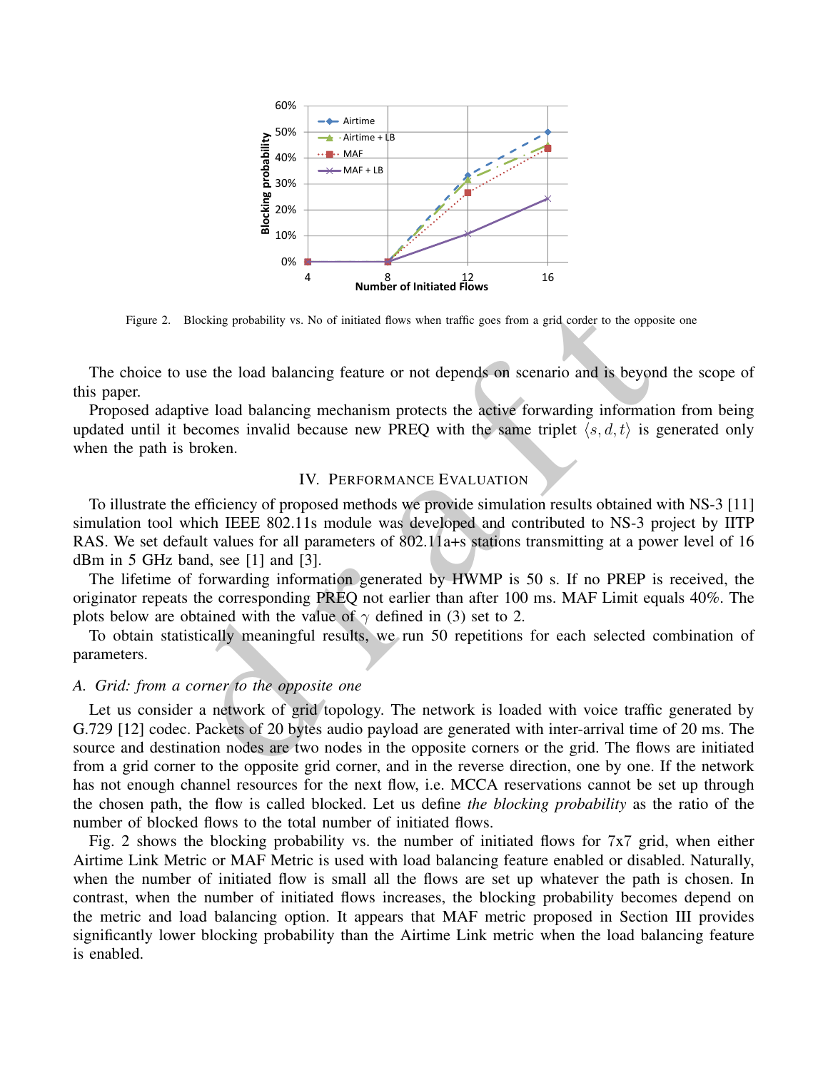Figure 2. Blocking probability vs. No of initiated flows when traffic goes from a grid corder to the opposite one

The choice to use the load balancing feature or not depends on scenario and is beyond the scope of this paper.

Proposed adaptive load balancing mechanism protects the active forwarding information from being updated until it becomes invalid because new PREQ with the same triplet $\langle s, d, t \rangle$ is generated only when the path is broken.

## IV. Performance Evaluation

To illustrate the efficiency of proposed methods we provide simulation results obtained with NS-3 [11] simulation tool which IEEE 802.11s module was developed and contributed to NS-3 project by IITP RAS. We set default values for all parameters of 802.11a+s stations transmitting at a power level of 16 dBm in 5 GHz band, see [1] and [3].

The lifetime of forwarding information generated by HWMP is 50 s. If no PREP is received, the originator repeats the corresponding PREQ not earlier than after 100 ms. MAF Limit equals 40%. The plots below are obtained with the value of $\gamma$ defined in (3) set to 2.

To obtain statistically meaningful results, we run 50 repetitions for each selected combination of parameters.

### A. Grid: from a corner to the opposite one

Let us consider a network of grid topology. The network is loaded with voice traffic generated by G.729 [12] codec. Packets of 20 bytes audio payload are generated with inter-arrival time of 20 ms. The source and destination nodes are two nodes in the opposite corners or the grid. The flows are initiated from a grid corner to the opposite grid corner, and in the reverse direction, one by one. If the network has not enough channel resources for the next flow, i.e. MCCA reservations cannot be set up through the chosen path, the flow is called blocked. Let us define *the blocking probability* as the ratio of the number of blocked flows to the total number of initiated flows.

Fig. 2 shows the blocking probability vs. the number of initiated flows for 7x7 grid, when either Airtime Link Metric or MAF Metric is used with load balancing feature enabled or disabled. Naturally, when the number of initiated flow is small all the flows are set up whatever the path is chosen. In contrast, when the number of initiated flows increases, the blocking probability becomes depend on the metric and load balancing option. It appears that MAF metric proposed in Section III provides significantly lower blocking probability than the Airtime Link metric when the load balancing feature is enabled.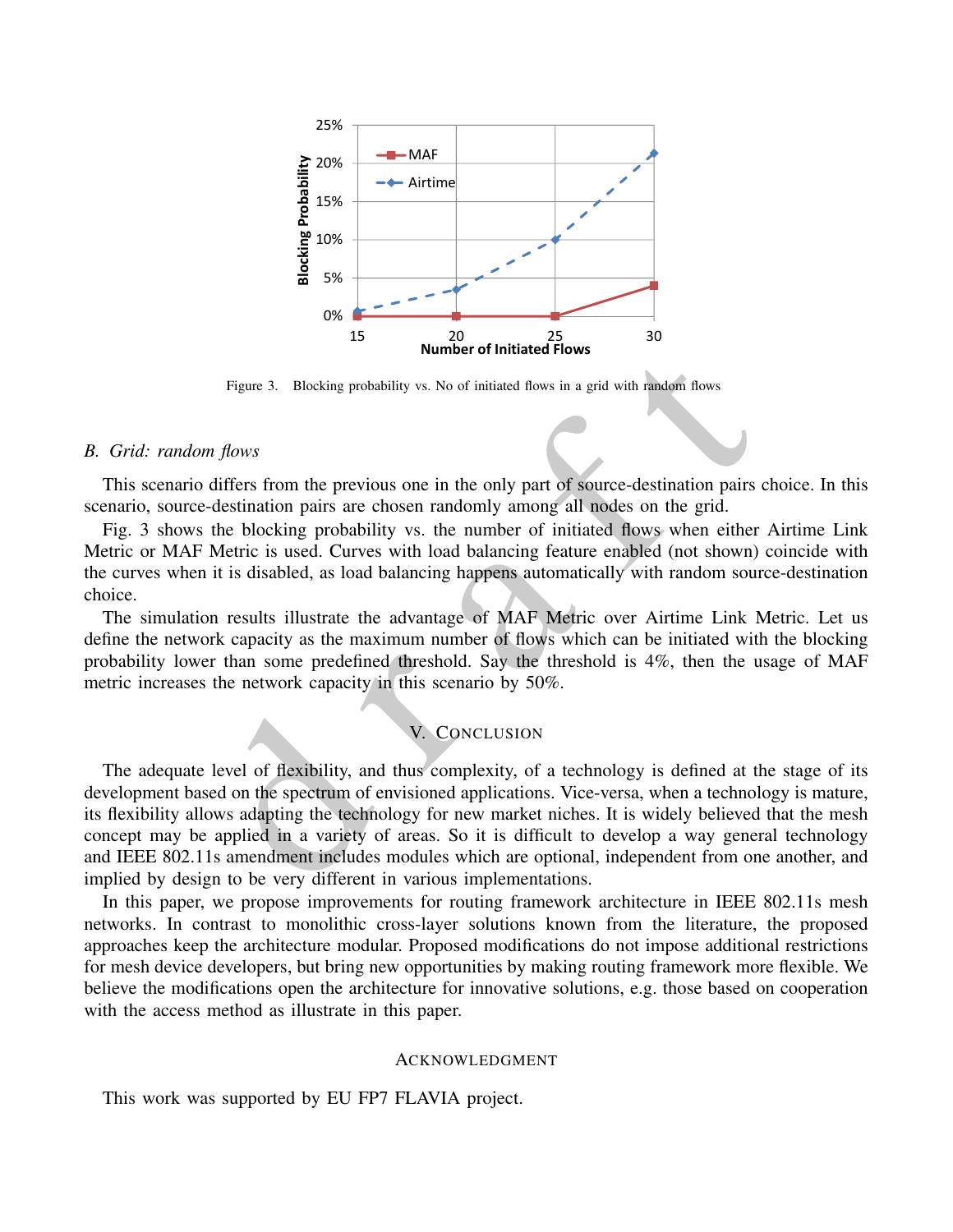Figure 3. Blocking probability vs. No of initiated flows in a grid with random flows

### B. Grid: random flows

This scenario differs from the previous one in the only part of source-destination pairs choice. In this scenario, source-destination pairs are chosen randomly among all nodes on the grid.

Fig. 3 shows the blocking probability vs. the number of initiated flows when either Airtime Link Metric or MAF Metric is used. Curves with load balancing feature enabled (not shown) coincide with the curves when it is disabled, as load balancing happens automatically with random source-destination choice.

The simulation results illustrate the advantage of MAF Metric over Airtime Link Metric. Let us define the network capacity as the maximum number of flows which can be initiated with the blocking probability lower than some predefined threshold. Say the threshold is 4%, then the usage of MAF metric increases the network capacity in this scenario by 50%.

## V. Conclusion

The adequate level of flexibility, and thus complexity, of a technology is defined at the stage of its development based on the spectrum of envisioned applications. Vice-versa, when a technology is mature, its flexibility allows adapting the technology for new market niches. It is widely believed that the mesh concept may be applied in a variety of areas. So it is difficult to develop a way general technology and IEEE 802.11s amendment includes modules which are optional, independent from one another, and implied by design to be very different in various implementations.

In this paper, we propose improvements for routing framework architecture in IEEE 802.11s mesh networks. In contrast to monolithic cross-layer solutions known from the literature, the proposed approaches keep the architecture modular. Proposed modifications do not impose additional restrictions for mesh device developers, but bring new opportunities by making routing framework more flexible. We believe the modifications open the architecture for innovative solutions, e.g. those based on cooperation with the access method as illustrate in this paper.

## Acknowledgment

This work was supported by EU FP7 FLAVIA project.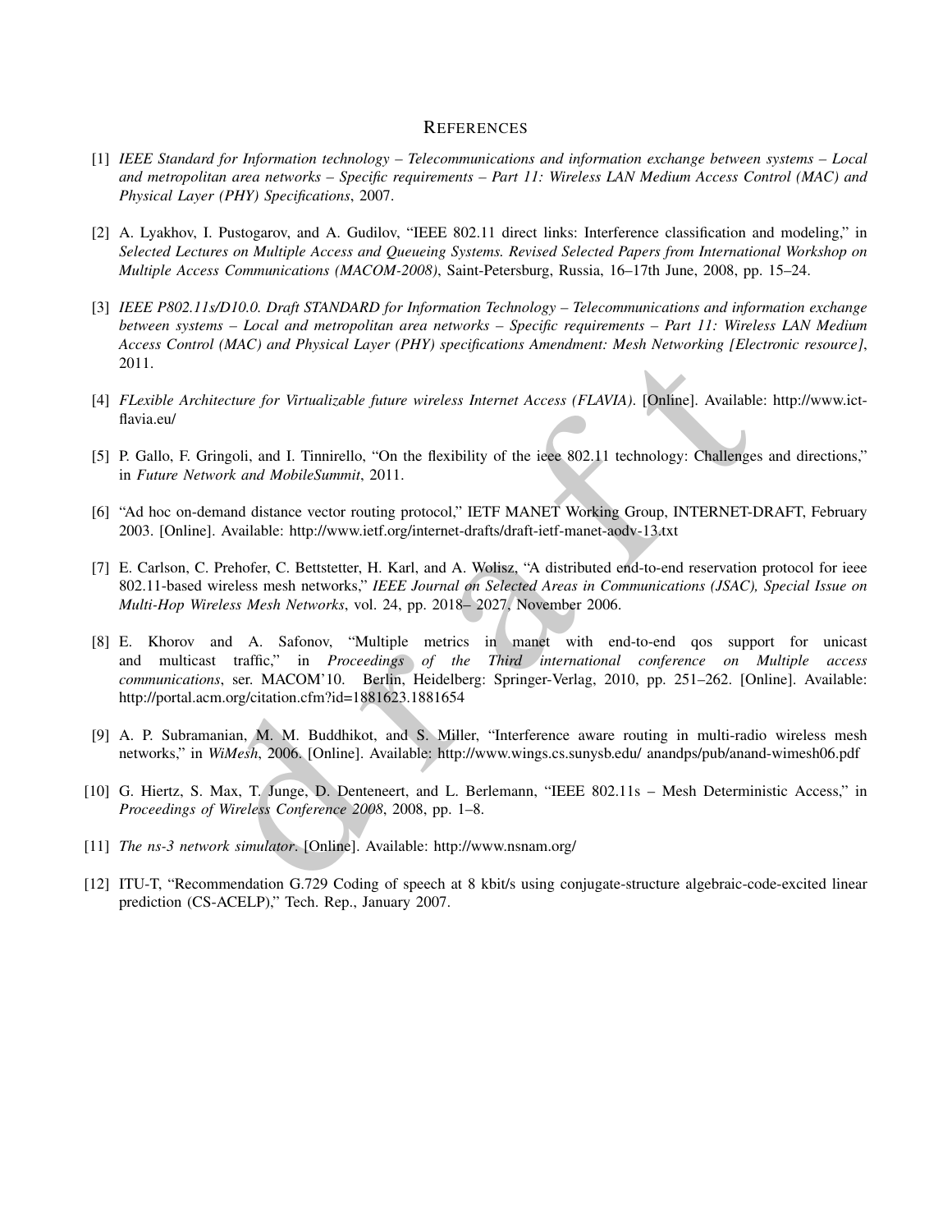# References

[1] *IEEE Standard for Information technology – Telecommunications and information exchange between systems – Local and metropolitan area networks – Specific requirements – Part 11: Wireless LAN Medium Access Control (MAC) and Physical Layer (PHY) Specifications*, 2007.

[2] A. Lyakhov, I. Pustogarov, and A. Gudilov, "IEEE 802.11 direct links: Interference classification and modeling," in *Selected Lectures on Multiple Access and Queueing Systems. Revised Selected Papers from International Workshop on Multiple Access Communications (MACOM-2008)*, Saint-Petersburg, Russia, 16–17th June, 2008, pp. 15–24.

[3] *IEEE P802.11s/D10.0. Draft STANDARD for Information Technology – Telecommunications and information exchange between systems – Local and metropolitan area networks – Specific requirements – Part 11: Wireless LAN Medium Access Control (MAC) and Physical Layer (PHY) specifications Amendment: Mesh Networking [Electronic resource]*, 2011.

[4] *FLexible Architecture for Virtualizable future wireless Internet Access (FLAVIA)*. [Online]. Available: http://www.ict-flavia.eu/

[5] P. Gallo, F. Gringoli, and I. Tinnirello, "On the flexibility of the ieee 802.11 technology: Challenges and directions," in *Future Network and MobileSummit*, 2011.

[6] "Ad hoc on-demand distance vector routing protocol," IETF MANET Working Group, INTERNET-DRAFT, February 2003. [Online]. Available: http://www.ietf.org/internet-drafts/draft-ietf-manet-aodv-13.txt

[7] E. Carlson, C. Prehofer, C. Bettstetter, H. Karl, and A. Wolisz, "A distributed end-to-end reservation protocol for ieee 802.11-based wireless mesh networks," *IEEE Journal on Selected Areas in Communications (JSAC), Special Issue on Multi-Hop Wireless Mesh Networks*, vol. 24, pp. 2018– 2027, November 2006.

[8] E. Khorov and A. Safonov, "Multiple metrics in manet with end-to-end qos support for unicast and multicast traffic," in *Proceedings of the Third international conference on Multiple access communications*, ser. MACOM'10. Berlin, Heidelberg: Springer-Verlag, 2010, pp. 251–262. [Online]. Available: http://portal.acm.org/citation.cfm?id=1881623.1881654

[9] A. P. Subramanian, M. M. Buddhikot, and S. Miller, "Interference aware routing in multi-radio wireless mesh networks," in *WiMesh*, 2006. [Online]. Available: http://www.wings.cs.sunysb.edu/ anandps/pub/anand-wimesh06.pdf

[10] G. Hiertz, S. Max, T. Junge, D. Denteneert, and L. Berlemann, "IEEE 802.11s – Mesh Deterministic Access," in *Proceedings of Wireless Conference 2008*, 2008, pp. 1–8.

[11] *The ns-3 network simulator*. [Online]. Available: http://www.nsnam.org/

[12] ITU-T, "Recommendation G.729 Coding of speech at 8 kbit/s using conjugate-structure algebraic-code-excited linear prediction (CS-ACELP)," Tech. Rep., January 2007.